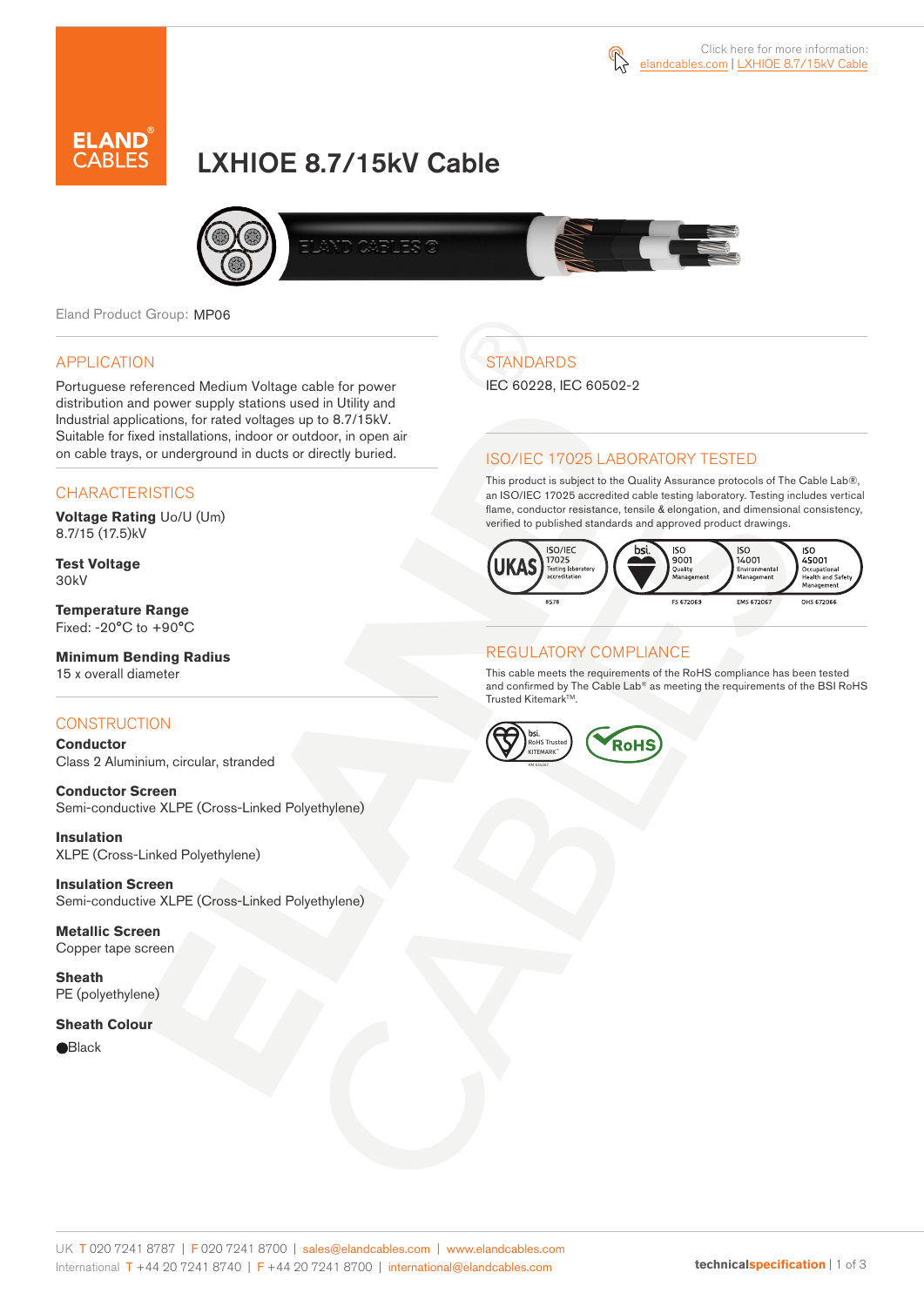Click here for more information: elandcables.com | LXHIOE 8.7/15kV Cable

# LXHIOE 8.7/15kV Cable

Eland Product Group: MP06

## APPLICATION

Portuguese referenced Medium Voltage cable for power distribution and power supply stations used in Utility and Industrial applications, for rated voltages up to 8.7/15kV. Suitable for fixed installations, indoor or outdoor, in open air on cable trays, or underground in ducts or directly buried.

## CHARACTERISTICS

**Voltage Rating** Uo/U (Um)
8.7/15 (17.5)kV

**Test Voltage**
30kV

**Temperature Range**
Fixed: -20°C to +90°C

**Minimum Bending Radius**
15 x overall diameter

## CONSTRUCTION

**Conductor**
Class 2 Aluminium, circular, stranded

**Conductor Screen**
Semi-conductive XLPE (Cross-Linked Polyethylene)

**Insulation**
XLPE (Cross-Linked Polyethylene)

**Insulation Screen**
Semi-conductive XLPE (Cross-Linked Polyethylene)

**Metallic Screen**
Copper tape screen

**Sheath**
PE (polyethylene)

**Sheath Colour**
●Black

## STANDARDS

IEC 60228, IEC 60502-2

## ISO/IEC 17025 LABORATORY TESTED

This product is subject to the Quality Assurance protocols of The Cable Lab®, an ISO/IEC 17025 accredited cable testing laboratory. Testing includes vertical flame, conductor resistance, tensile & elongation, and dimensional consistency, verified to published standards and approved product drawings.

UKAS ISO/IEC 17025 Testing laboratory accreditation 8578 | bsi ISO 9001 Quality Management FS 672069 | ISO 14001 Environmental Management EMS 672067 | ISO 45001 Occupational Health and Safety Management OHS 672066

## REGULATORY COMPLIANCE

This cable meets the requirements of the RoHS compliance has been tested and confirmed by The Cable Lab® as meeting the requirements of the BSI RoHS Trusted Kitemark™.

bsi RoHS Trusted KITEMARK™ | RoHS

UK T 020 7241 8787 | F 020 7241 8700 | sales@elandcables.com | www.elandcables.com
International T +44 20 7241 8740 | F +44 20 7241 8700 | international@elandcables.com

technicalspecification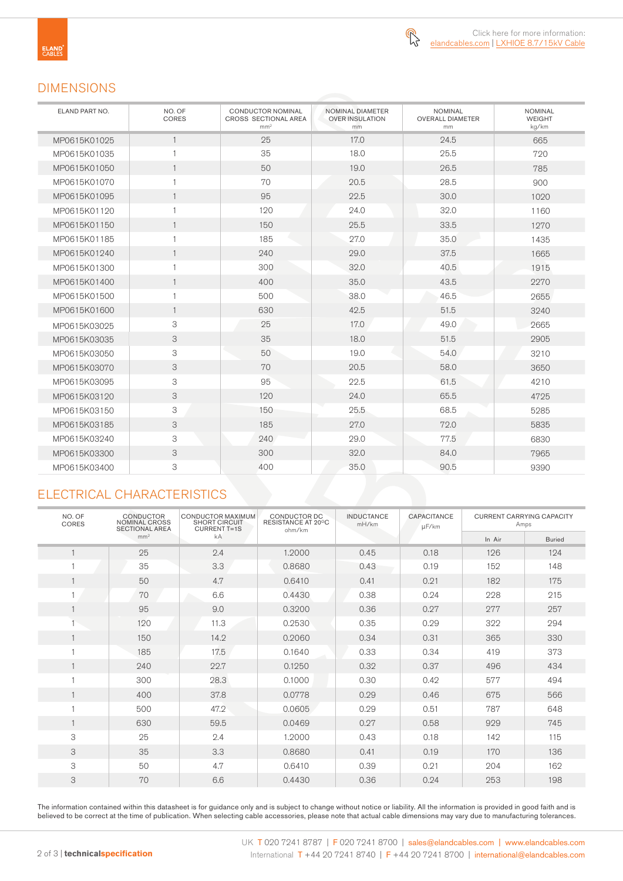Click here for more information: elandcables.com | LXHIOE 8.7/15kV Cable

## DIMENSIONS

| ELAND PART NO. | NO. OF CORES | CONDUCTOR NOMINAL CROSS SECTIONAL AREA mm² | NOMINAL DIAMETER OVER INSULATION mm | NOMINAL OVERALL DIAMETER mm | NOMINAL WEIGHT kg/km |
|---|---|---|---|---|---|
| MP0615K01025 | 1 | 25 | 17.0 | 24.5 | 665 |
| MP0615K01035 | 1 | 35 | 18.0 | 25.5 | 720 |
| MP0615K01050 | 1 | 50 | 19.0 | 26.5 | 785 |
| MP0615K01070 | 1 | 70 | 20.5 | 28.5 | 900 |
| MP0615K01095 | 1 | 95 | 22.5 | 30.0 | 1020 |
| MP0615K01120 | 1 | 120 | 24.0 | 32.0 | 1160 |
| MP0615K01150 | 1 | 150 | 25.5 | 33.5 | 1270 |
| MP0615K01185 | 1 | 185 | 27.0 | 35.0 | 1435 |
| MP0615K01240 | 1 | 240 | 29.0 | 37.5 | 1665 |
| MP0615K01300 | 1 | 300 | 32.0 | 40.5 | 1915 |
| MP0615K01400 | 1 | 400 | 35.0 | 43.5 | 2270 |
| MP0615K01500 | 1 | 500 | 38.0 | 46.5 | 2655 |
| MP0615K01600 | 1 | 630 | 42.5 | 51.5 | 3240 |
| MP0615K03025 | 3 | 25 | 17.0 | 49.0 | 2665 |
| MP0615K03035 | 3 | 35 | 18.0 | 51.5 | 2905 |
| MP0615K03050 | 3 | 50 | 19.0 | 54.0 | 3210 |
| MP0615K03070 | 3 | 70 | 20.5 | 58.0 | 3650 |
| MP0615K03095 | 3 | 95 | 22.5 | 61.5 | 4210 |
| MP0615K03120 | 3 | 120 | 24.0 | 65.5 | 4725 |
| MP0615K03150 | 3 | 150 | 25.5 | 68.5 | 5285 |
| MP0615K03185 | 3 | 185 | 27.0 | 72.0 | 5835 |
| MP0615K03240 | 3 | 240 | 29.0 | 77.5 | 6830 |
| MP0615K03300 | 3 | 300 | 32.0 | 84.0 | 7965 |
| MP0615K03400 | 3 | 400 | 35.0 | 90.5 | 9390 |

## ELECTRICAL CHARACTERISTICS

| NO. OF CORES | CONDUCTOR NOMINAL CROSS SECTIONAL AREA mm² | CONDUCTOR MAXIMUM SHORT CIRCUIT CURRENT T=1S kA | CONDUCTOR DC RESISTANCE AT 20ºC ohm/km | INDUCTANCE mH/km | CAPACITANCE µF/km | CURRENT CARRYING CAPACITY Amps | |
|---|---|---|---|---|---|---|---|
| | | | | | | In Air | Buried |
| 1 | 25 | 2.4 | 1.2000 | 0.45 | 0.18 | 126 | 124 |
| 1 | 35 | 3.3 | 0.8680 | 0.43 | 0.19 | 152 | 148 |
| 1 | 50 | 4.7 | 0.6410 | 0.41 | 0.21 | 182 | 175 |
| 1 | 70 | 6.6 | 0.4430 | 0.38 | 0.24 | 228 | 215 |
| 1 | 95 | 9.0 | 0.3200 | 0.36 | 0.27 | 277 | 257 |
| 1 | 120 | 11.3 | 0.2530 | 0.35 | 0.29 | 322 | 294 |
| 1 | 150 | 14.2 | 0.2060 | 0.34 | 0.31 | 365 | 330 |
| 1 | 185 | 17.5 | 0.1640 | 0.33 | 0.34 | 419 | 373 |
| 1 | 240 | 22.7 | 0.1250 | 0.32 | 0.37 | 496 | 434 |
| 1 | 300 | 28.3 | 0.1000 | 0.30 | 0.42 | 577 | 494 |
| 1 | 400 | 37.8 | 0.0778 | 0.29 | 0.46 | 675 | 566 |
| 1 | 500 | 47.2 | 0.0605 | 0.29 | 0.51 | 787 | 648 |
| 1 | 630 | 59.5 | 0.0469 | 0.27 | 0.58 | 929 | 745 |
| 3 | 25 | 2.4 | 1.2000 | 0.43 | 0.18 | 142 | 115 |
| 3 | 35 | 3.3 | 0.8680 | 0.41 | 0.19 | 170 | 136 |
| 3 | 50 | 4.7 | 0.6410 | 0.39 | 0.21 | 204 | 162 |
| 3 | 70 | 6.6 | 0.4430 | 0.36 | 0.24 | 253 | 198 |

The information contained within this datasheet is for guidance only and is subject to change without notice or liability. All the information is provided in good faith and is believed to be correct at the time of publication. When selecting cable accessories, please note that actual cable dimensions may vary due to manufacturing tolerances.

UK T 020 7241 8787 | F 020 7241 8700 | sales@elandcables.com | www.elandcables.com
International T +44 20 7241 8740 | F +44 20 7241 8700 | international@elandcables.com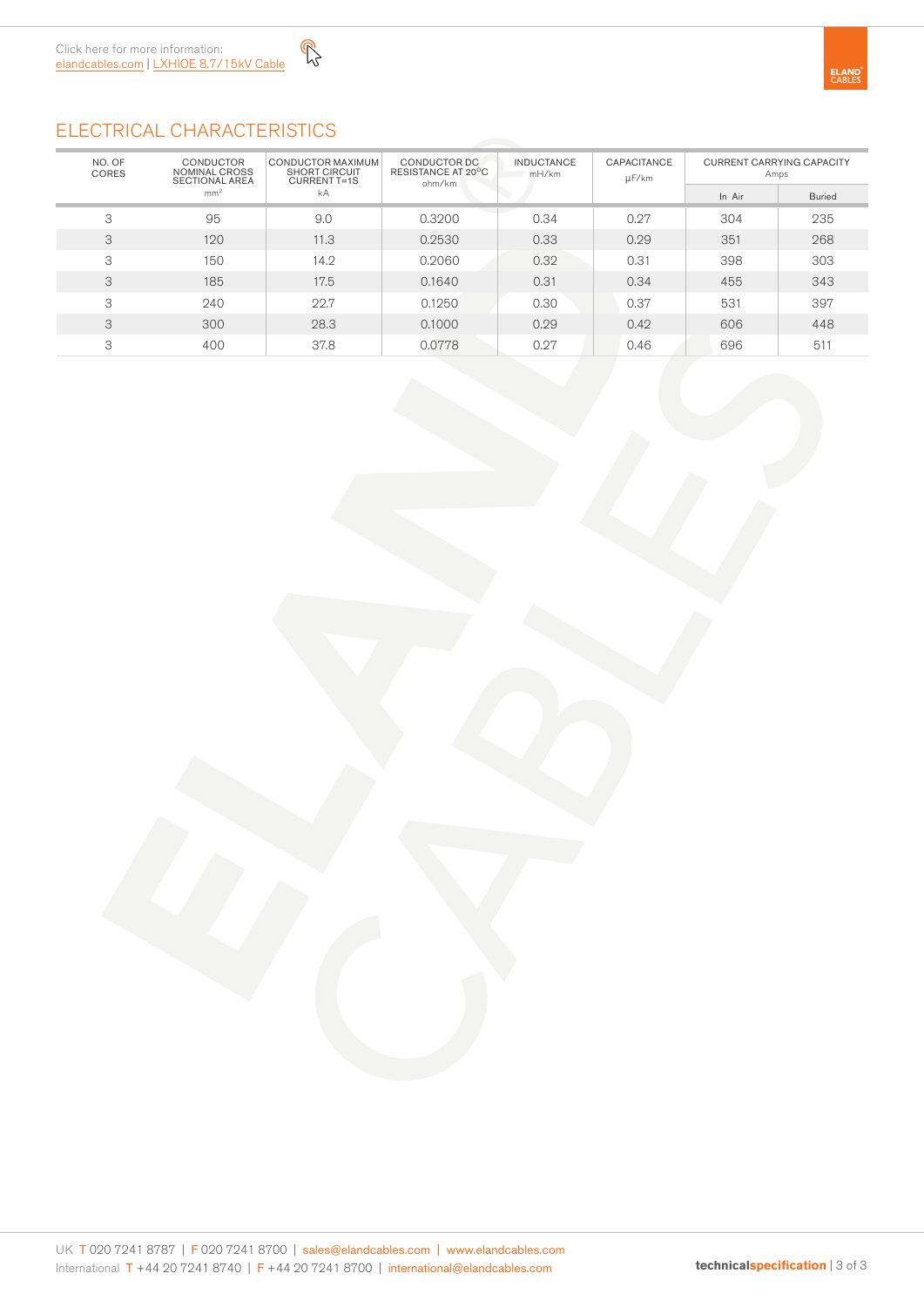Click here for more information:
elandcables.com | LXHIOE 8.7/15kV Cable

## ELECTRICAL CHARACTERISTICS

| NO. OF CORES | CONDUCTOR NOMINAL CROSS SECTIONAL AREA mm² | CONDUCTOR MAXIMUM SHORT CIRCUIT CURRENT T=1S kA | CONDUCTOR DC RESISTANCE AT 20°C ohm/km | INDUCTANCE mH/km | CAPACITANCE μF/km | CURRENT CARRYING CAPACITY Amps | |
|---|---|---|---|---|---|---|---|
| | | | | | | In Air | Buried |
| 3 | 95 | 9.0 | 0.3200 | 0.34 | 0.27 | 304 | 235 |
| 3 | 120 | 11.3 | 0.2530 | 0.33 | 0.29 | 351 | 268 |
| 3 | 150 | 14.2 | 0.2060 | 0.32 | 0.31 | 398 | 303 |
| 3 | 185 | 17.5 | 0.1640 | 0.31 | 0.34 | 455 | 343 |
| 3 | 240 | 22.7 | 0.1250 | 0.30 | 0.37 | 531 | 397 |
| 3 | 300 | 28.3 | 0.1000 | 0.29 | 0.42 | 606 | 448 |
| 3 | 400 | 37.8 | 0.0778 | 0.27 | 0.46 | 696 | 511 |

UK T 020 7241 8787 | F 020 7241 8700 | sales@elandcables.com | www.elandcables.com
International T +44 20 7241 8740 | F +44 20 7241 8700 | international@elandcables.com